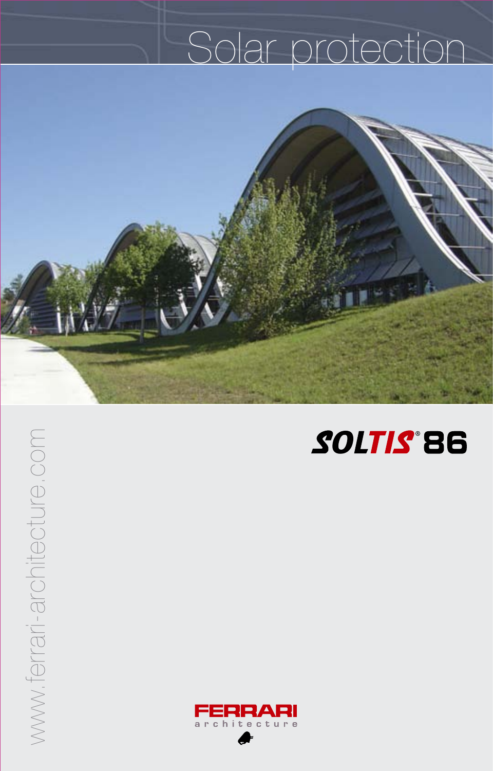# Solar protection

www.ferrari-architecture.com

## SOLTIS® 86

FERRARI
architecture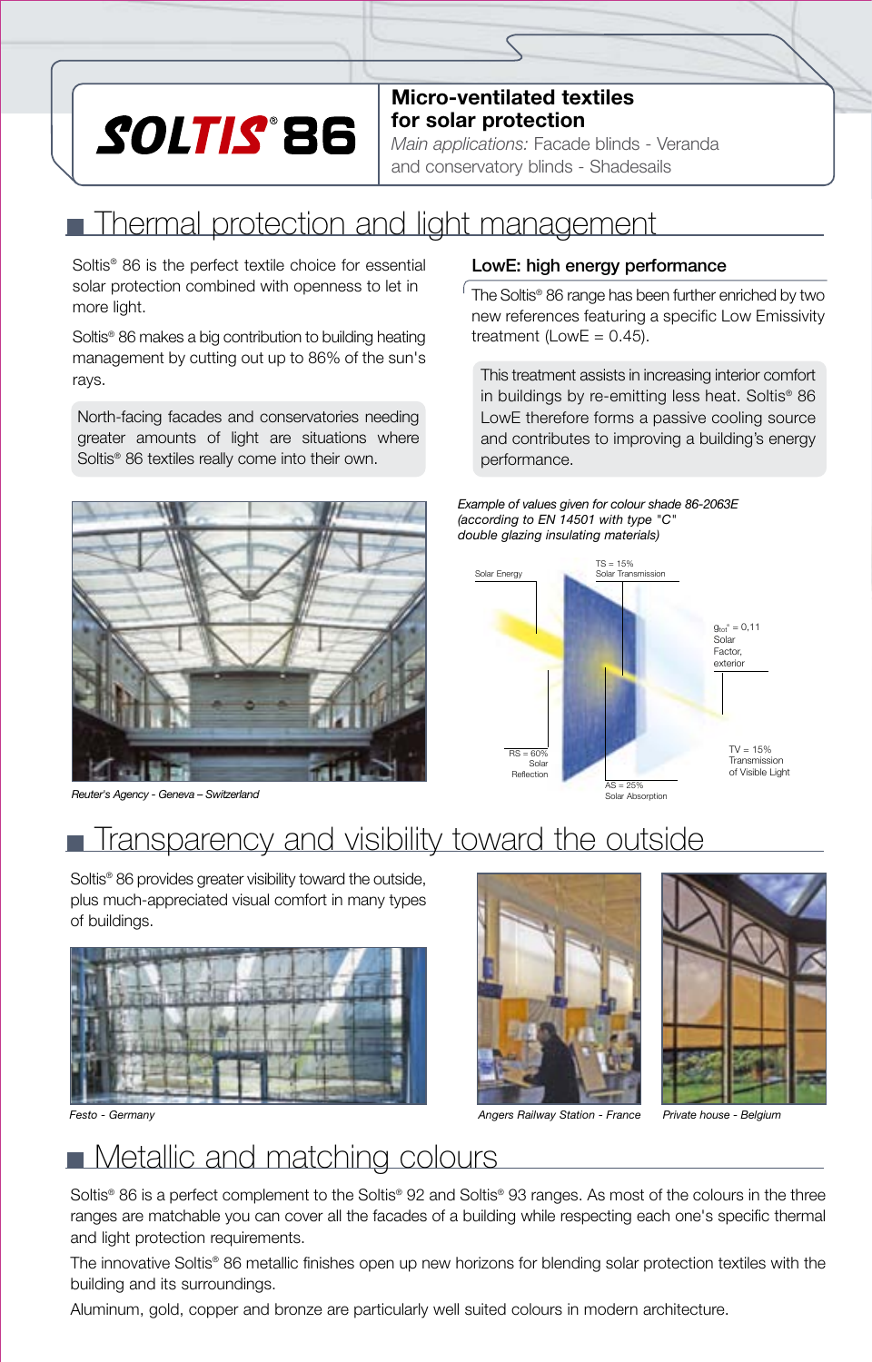# SOLTIS® 86

**Micro-ventilated textiles for solar protection**

*Main applications:* Facade blinds - Veranda and conservatory blinds - Shadesails

## Thermal protection and light management

Soltis® 86 is the perfect textile choice for essential solar protection combined with openness to let in more light.

Soltis® 86 makes a big contribution to building heating management by cutting out up to 86% of the sun's rays.

North-facing facades and conservatories needing greater amounts of light are situations where Soltis® 86 textiles really come into their own.

### LowE: high energy performance

The Soltis® 86 range has been further enriched by two new references featuring a specific Low Emissivity treatment (LowE = 0.45).

This treatment assists in increasing interior comfort in buildings by re-emitting less heat. Soltis® 86 LowE therefore forms a passive cooling source and contributes to improving a building's energy performance.

*Reuter's Agency - Geneva – Switzerland*

*Example of values given for colour shade 86-2063E (according to EN 14501 with type "C" double glazing insulating materials)*

Solar Energy

TS = 15% Solar Transmission

$g_{tot}$ = 0,11 Solar Factor, exterior

RS = 60% Solar Reflection

TV = 15% Transmission of Visible Light

AS = 25% Solar Absorption

## Transparency and visibility toward the outside

Soltis® 86 provides greater visibility toward the outside, plus much-appreciated visual comfort in many types of buildings.

*Festo - Germany*

*Angers Railway Station - France*

*Private house - Belgium*

## Metallic and matching colours

Soltis® 86 is a perfect complement to the Soltis® 92 and Soltis® 93 ranges. As most of the colours in the three ranges are matchable you can cover all the facades of a building while respecting each one's specific thermal and light protection requirements.

The innovative Soltis® 86 metallic finishes open up new horizons for blending solar protection textiles with the building and its surroundings.

Aluminum, gold, copper and bronze are particularly well suited colours in modern architecture.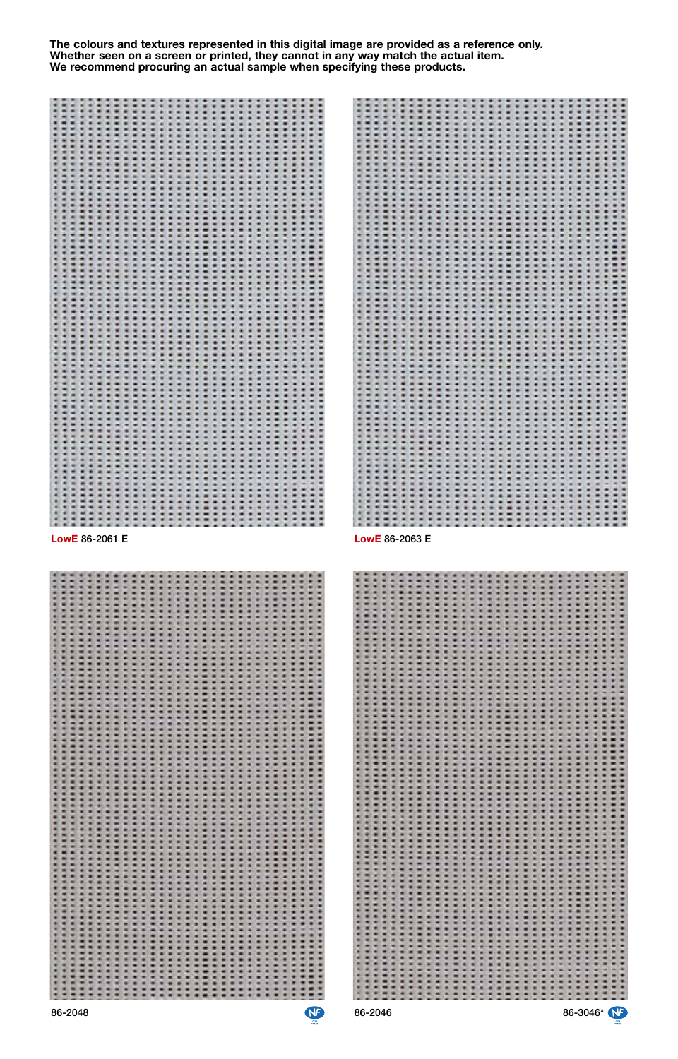**The colours and textures represented in this digital image are provided as a reference only.**
**Whether seen on a screen or printed, they cannot in any way match the actual item.**
**We recommend procuring an actual sample when specifying these products.**

**LowE** 86-2061 E

**LowE** 86-2063 E

86-2048

86-2046

86-3046*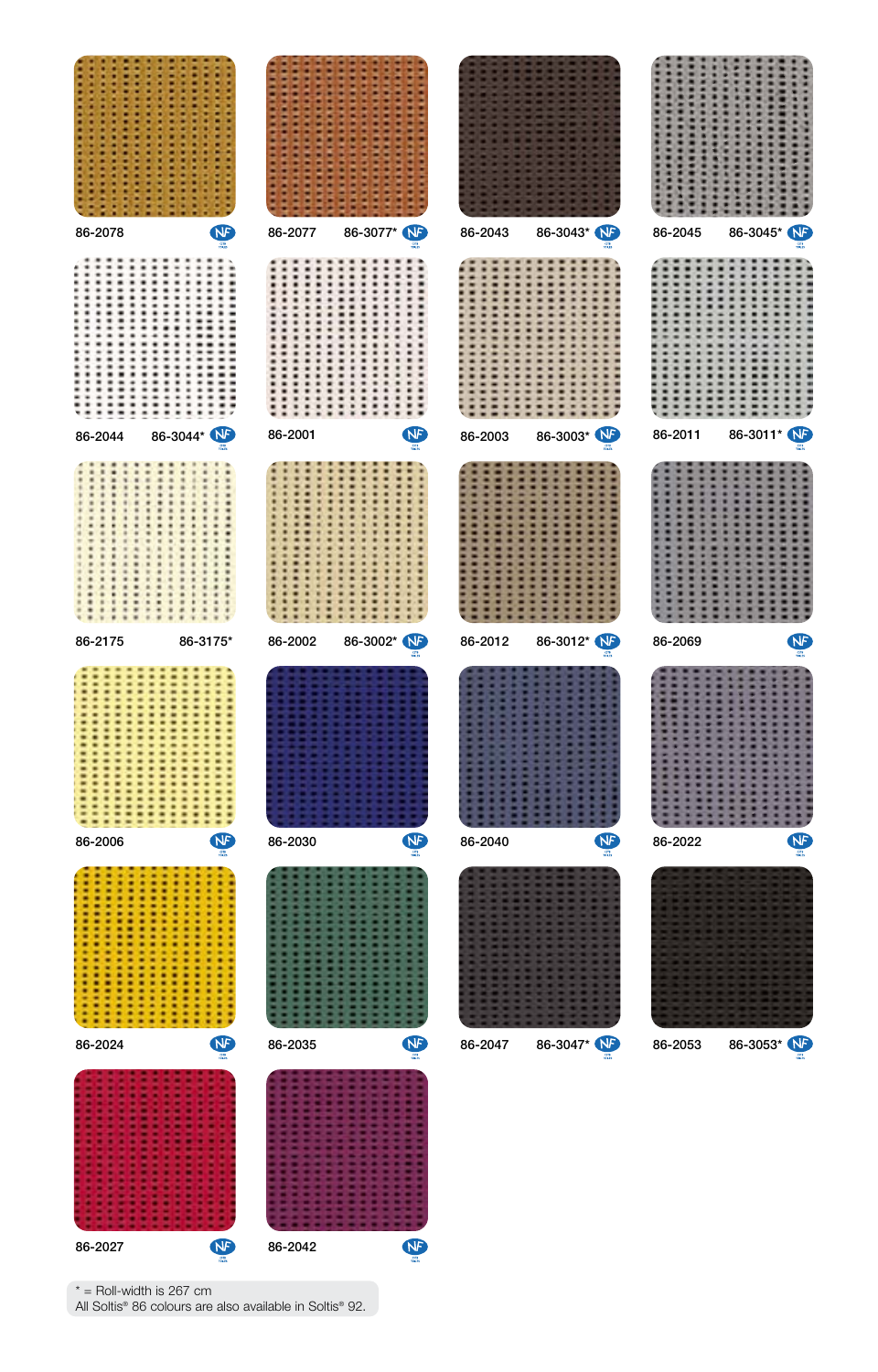86-2078

86-2077 86-3077*

86-2043 86-3043*

86-2045 86-3045*

86-2044 86-3044*

86-2001

86-2003 86-3003*

86-2011 86-3011*

86-2175 86-3175*

86-2002 86-3002*

86-2012 86-3012*

86-2069

86-2006

86-2030

86-2040

86-2022

86-2024

86-2035

86-2047 86-3047*

86-2053 86-3053*

86-2027

86-2042

* = Roll-width is 267 cm
All Soltis® 86 colours are also available in Soltis® 92.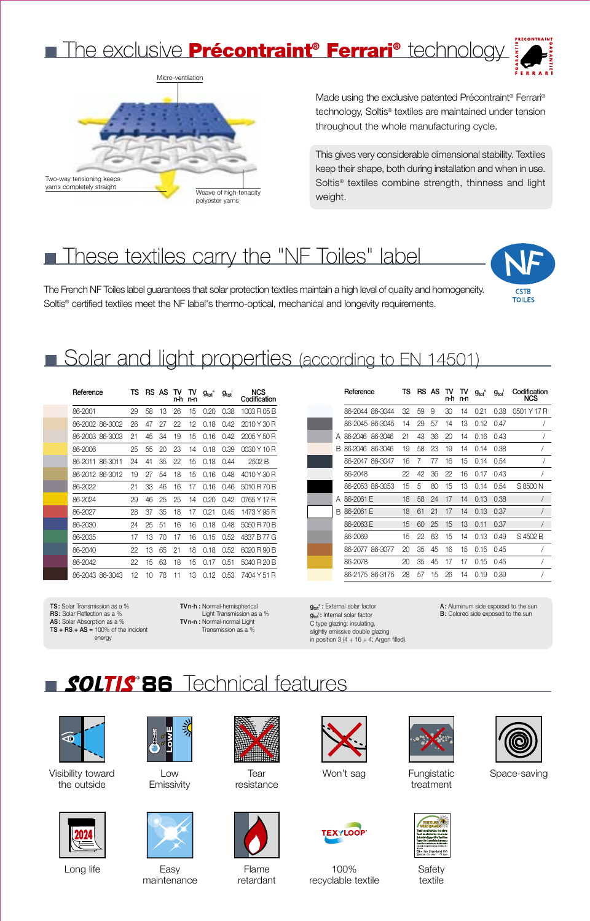## The exclusive Précontraint® Ferrari® technology

Micro-ventilation

Two-way tensioning keeps yarns completely straight

Weave of high-tenacity polyester yarns

Made using the exclusive patented Précontraint® Ferrari® technology, Soltis® textiles are maintained under tension throughout the whole manufacturing cycle.

This gives very considerable dimensional stability. Textiles keep their shape, both during installation and when in use. Soltis® textiles combine strength, thinness and light weight.

## These textiles carry the "NF Toiles" label

The French NF Toiles label guarantees that solar protection textiles maintain a high level of quality and homogeneity. Soltis® certified textiles meet the NF label's thermo-optical, mechanical and longevity requirements.

CSTB TOILES

## Solar and light properties (according to EN 14501)

| Reference | TS | RS | AS | TV n-h | TV n-n | $g_{tot}^{e}$ | $g_{tot}^{i}$ | NCS Codification |
|---|---|---|---|---|---|---|---|---|
| 86-2001 | 29 | 58 | 13 | 26 | 15 | 0.20 | 0.38 | 1003 R 05 B |
| 86-2002 86-3002 | 26 | 47 | 27 | 22 | 12 | 0.18 | 0.42 | 2010 Y 30 R |
| 86-2003 86-3003 | 21 | 45 | 34 | 19 | 15 | 0.16 | 0.42 | 2005 Y 50 R |
| 86-2006 | 25 | 55 | 20 | 23 | 14 | 0.18 | 0.39 | 0030 Y 10 R |
| 86-2011 86-3011 | 24 | 41 | 35 | 22 | 15 | 0.18 | 0.44 | 2502 B |
| 86-2012 86-3012 | 19 | 27 | 54 | 18 | 15 | 0.16 | 0.48 | 4010 Y 30 R |
| 86-2022 | 21 | 33 | 46 | 16 | 17 | 0.16 | 0.46 | 5010 R 70 B |
| 86-2024 | 29 | 46 | 25 | 25 | 14 | 0.20 | 0.42 | 0765 Y 17 R |
| 86-2027 | 28 | 37 | 35 | 18 | 17 | 0.21 | 0.45 | 1473 Y 95 R |
| 86-2030 | 24 | 25 | 51 | 16 | 16 | 0.18 | 0.48 | 5050 R 70 B |
| 86-2035 | 17 | 13 | 70 | 17 | 16 | 0.15 | 0.52 | 4837 B 77 G |
| 86-2040 | 22 | 13 | 65 | 21 | 18 | 0.18 | 0.52 | 6020 R 90 B |
| 86-2042 | 22 | 15 | 63 | 18 | 15 | 0.17 | 0.51 | 5040 R 20 B |
| 86-2043 86-3043 | 12 | 10 | 78 | 11 | 13 | 0.12 | 0.53 | 7404 Y 51 R |

| | Reference | TS | RS | AS | TV n-h | TV n-n | $g_{tot}^{e}$ | $g_{tot}^{i}$ | Codification NCS |
|---|---|---|---|---|---|---|---|---|---|
| | 86-2044 86-3044 | 32 | 59 | 9 | 30 | 14 | 0.21 | 0.38 | 0501 Y 17 R |
| | 86-2045 86-3045 | 14 | 29 | 57 | 14 | 13 | 0.12 | 0.47 | / |
| A | 86-2046 86-3046 | 21 | 43 | 36 | 20 | 14 | 0.16 | 0.43 | / |
| B | 86-2046 86-3046 | 19 | 58 | 23 | 19 | 14 | 0.14 | 0.38 | / |
| | 86-2047 86-3047 | 16 | 7 | 77 | 16 | 15 | 0.14 | 0.54 | / |
| | 86-2048 | 22 | 42 | 36 | 22 | 16 | 0.17 | 0.43 | / |
| | 86-2053 86-3053 | 15 | 5 | 80 | 15 | 13 | 0.14 | 0.54 | S 8500 N |
| A | 86-2061 E | 18 | 58 | 24 | 17 | 14 | 0.13 | 0.38 | / |
| B | 86-2061 E | 18 | 61 | 21 | 17 | 14 | 0.13 | 0.37 | / |
| | 86-2063 E | 15 | 60 | 25 | 15 | 13 | 0.11 | 0.37 | / |
| | 86-2069 | 15 | 22 | 63 | 15 | 14 | 0.13 | 0.49 | S 4502 B |
| | 86-2077 86-3077 | 20 | 35 | 45 | 16 | 15 | 0.15 | 0.45 | / |
| | 86-2078 | 20 | 35 | 45 | 17 | 17 | 0.15 | 0.45 | / |
| | 86-2175 86-3175 | 28 | 57 | 15 | 26 | 14 | 0.19 | 0.39 | / |

**TS:** Solar Transmission as a %
**RS:** Solar Reflection as a %
**AS:** Solar Absorption as a %
**TS + RS + AS =** 100% of the incident energy

**TV n-h :** Normal-hemispherical Light Transmission as a %
**TV n-n :** Normal-normal Light Transmission as a %

$g_{tot}^{e}$ : External solar factor
$g_{tot}^{i}$ : Internal solar factor
C type glazing: insulating, slightly emissive double glazing in position 3 (4 + 16 + 4; Argon filled).

**A:** Aluminum side exposed to the sun
**B:** Colored side exposed to the sun

## SOLTIS® 86 Technical features

- Visibility toward the outside
- Low Emissivity
- Tear resistance
- Won't sag
- Fungistatic treatment
- Space-saving
- Long life
- Easy maintenance
- Flame retardant
- 100% recyclable textile
- Safety textile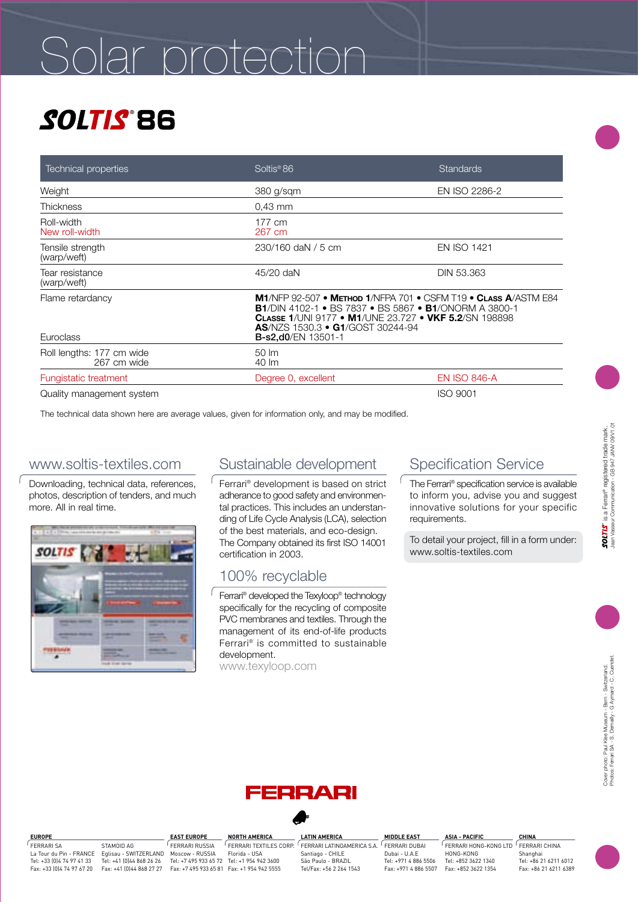# Solar protection

## SOLTIS® 86

| Technical properties | Soltis® 86 | Standards |
|---|---|---|
| Weight | 380 g/sqm | EN ISO 2286-2 |
| Thickness | 0,43 mm | |
| Roll-width<br>New roll-width | 177 cm<br>267 cm | |
| Tensile strength (warp/weft) | 230/160 daN / 5 cm | EN ISO 1421 |
| Tear resistance (warp/weft) | 45/20 daN | DIN 53.363 |
| Flame retardancy | **M1**/NFP 92-507 • **Method 1**/NFPA 701 • CSFM T19 • **Class A**/ASTM E84 **B1**/DIN 4102-1 • BS 7837 • BS 5867 • **B1**/ONORM A 3800-1 **Classe 1**/UNI 9177 • **M1**/UNE 23.727 • **VKF 5.2**/SN 198898 **AS**/NZS 1530.3 • **G1**/GOST 30244-94 | |
| Euroclass | **B-s2,d0**/EN 13501-1 | |
| Roll lengths: 177 cm wide<br>267 cm wide | 50 lm<br>40 lm | |
| Fungistatic treatment | Degree 0, excellent | EN ISO 846-A |
| Quality management system | | ISO 9001 |

The technical data shown here are average values, given for information only, and may be modified.

### www.soltis-textiles.com

Downloading, technical data, references, photos, description of tenders, and much more. All in real time.

### Sustainable development

Ferrari® development is based on strict adherance to good safety and environmental practices. This includes an understanding of Life Cycle Analysis (LCA), selection of the best materials, and eco-design. The Company obtained its first ISO 14001 certification in 2003.

### 100% recyclable

Ferrari® developed the Texyloop® technology specifically for the recycling of composite PVC membranes and textiles. Through the management of its end-of-life products Ferrari® is committed to sustainable development.
www.texyloop.com

### Specification Service

The Ferrari® specification service is available to inform you, advise you and suggest innovative solutions for your specific requirements.

To detail your project, fill in a form under: www.soltis-textiles.com

SOLTIS® is a Ferrari® registered trade mark.
Jean Vasseur Communication - GB 947 JANV 09/V1 01

Cover photo: Paul Klee Museum - Bern - Switzerland.
Photos: Ferrari SA - S. Demailly - G Aymard - C. Cuendet.

FERRARI

**EUROPE**
FERRARI SA
La Tour du Pin - FRANCE
Tel: +33 (0)4 74 97 41 33
Fax: +33 (0)4 74 97 67 20

STAMOID AG
Eglisau - SWITZERLAND
Tel: +41 (0)44 868 26 26
Fax: +41 (0)44 868 27 27

**EAST EUROPE**
FERRARI RUSSIA
Moscow - RUSSIA
Tel: +7 495 933 65 72
Fax: +7 495 933 65 81

**NORTH AMERICA**
FERRARI TEXTILES CORP.
Florida - USA
Tel: +1 954 942 3600
Fax: +1 954 942 5555

**LATIN AMERICA**
FERRARI LATINOAMERICA S.A.
Santiago - CHILE
São Paulo - BRAZIL
Tel/Fax: +56 2 264 1543

**MIDDLE EAST**
FERRARI DUBAI
Dubai - U.A.E
Tel: +971 4 886 5506
Fax: +971 4 886 5507

**ASIA - PACIFIC**
FERRARI HONG-KONG LTD
HONG-KONG
Tel: +852 3622 1340
Fax: +852 3622 1354

**CHINA**
FERRARI CHINA
Shanghai
Tel: +86 21 6211 6012
Fax: +86 21 6211 6389